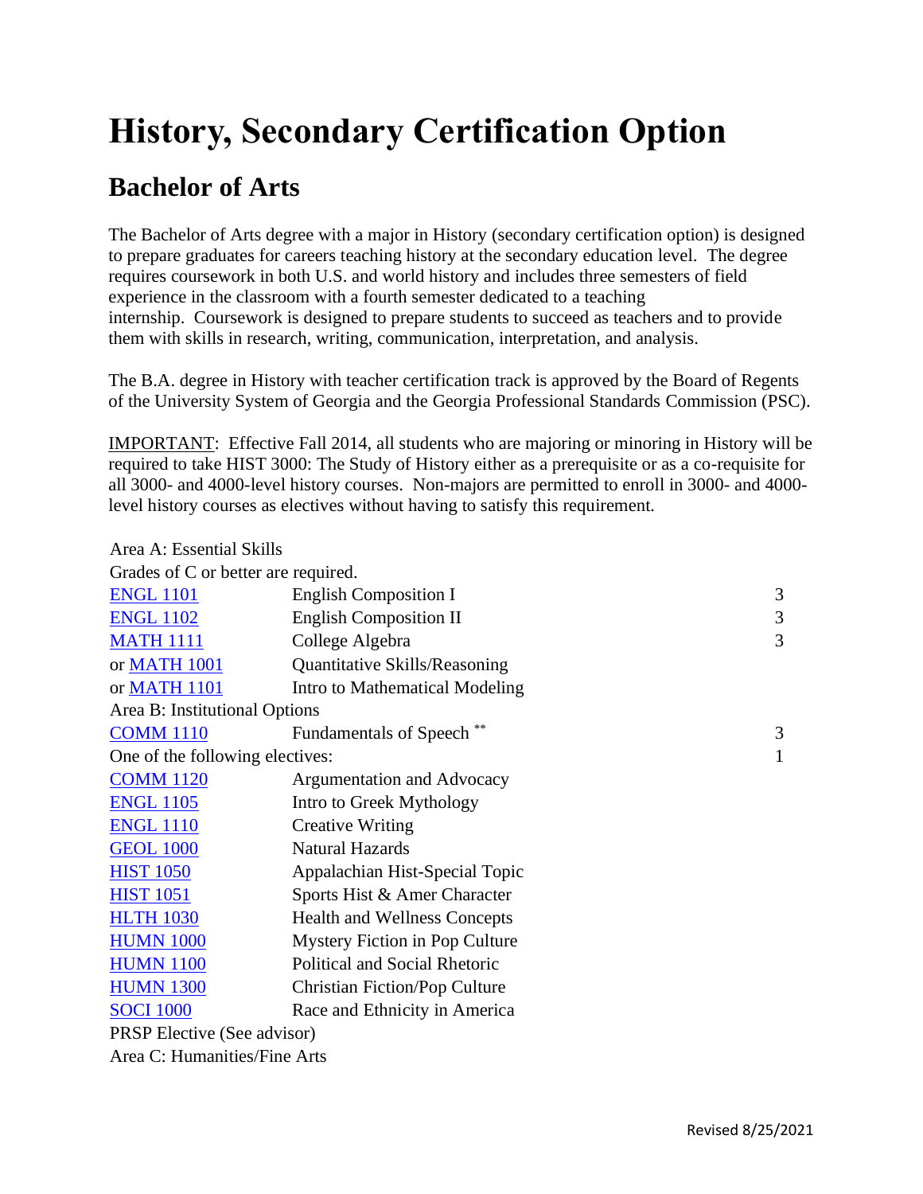# History, Secondary Certification Option

## Bachelor of Arts

The Bachelor of Arts degree with a major in History (secondary certification option) is designed to prepare graduates for careers teaching history at the secondary education level. The degree requires coursework in both U.S. and world history and includes three semesters of field experience in the classroom with a fourth semester dedicated to a teaching internship. Coursework is designed to prepare students to succeed as teachers and to provide them with skills in research, writing, communication, interpretation, and analysis.

The B.A. degree in History with teacher certification track is approved by the Board of Regents of the University System of Georgia and the Georgia Professional Standards Commission (PSC).

IMPORTANT: Effective Fall 2014, all students who are majoring or minoring in History will be required to take HIST 3000: The Study of History either as a prerequisite or as a co-requisite for all 3000- and 4000-level history courses. Non-majors are permitted to enroll in 3000- and 4000-level history courses as electives without having to satisfy this requirement.

| Area A: Essential Skills | | |
|---|---|---|
| Grades of C or better are required. | | |
| ENGL 1101 | English Composition I | 3 |
| ENGL 1102 | English Composition II | 3 |
| MATH 1111 | College Algebra | 3 |
| or MATH 1001 | Quantitative Skills/Reasoning | |
| or MATH 1101 | Intro to Mathematical Modeling | |
| Area B: Institutional Options | | |
| COMM 1110 | Fundamentals of Speech ** | 3 |
| One of the following electives: | | 1 |
| COMM 1120 | Argumentation and Advocacy | |
| ENGL 1105 | Intro to Greek Mythology | |
| ENGL 1110 | Creative Writing | |
| GEOL 1000 | Natural Hazards | |
| HIST 1050 | Appalachian Hist-Special Topic | |
| HIST 1051 | Sports Hist & Amer Character | |
| HLTH 1030 | Health and Wellness Concepts | |
| HUMN 1000 | Mystery Fiction in Pop Culture | |
| HUMN 1100 | Political and Social Rhetoric | |
| HUMN 1300 | Christian Fiction/Pop Culture | |
| SOCI 1000 | Race and Ethnicity in America | |
| PRSP Elective (See advisor) | | |
| Area C: Humanities/Fine Arts | | |

Revised 8/25/2021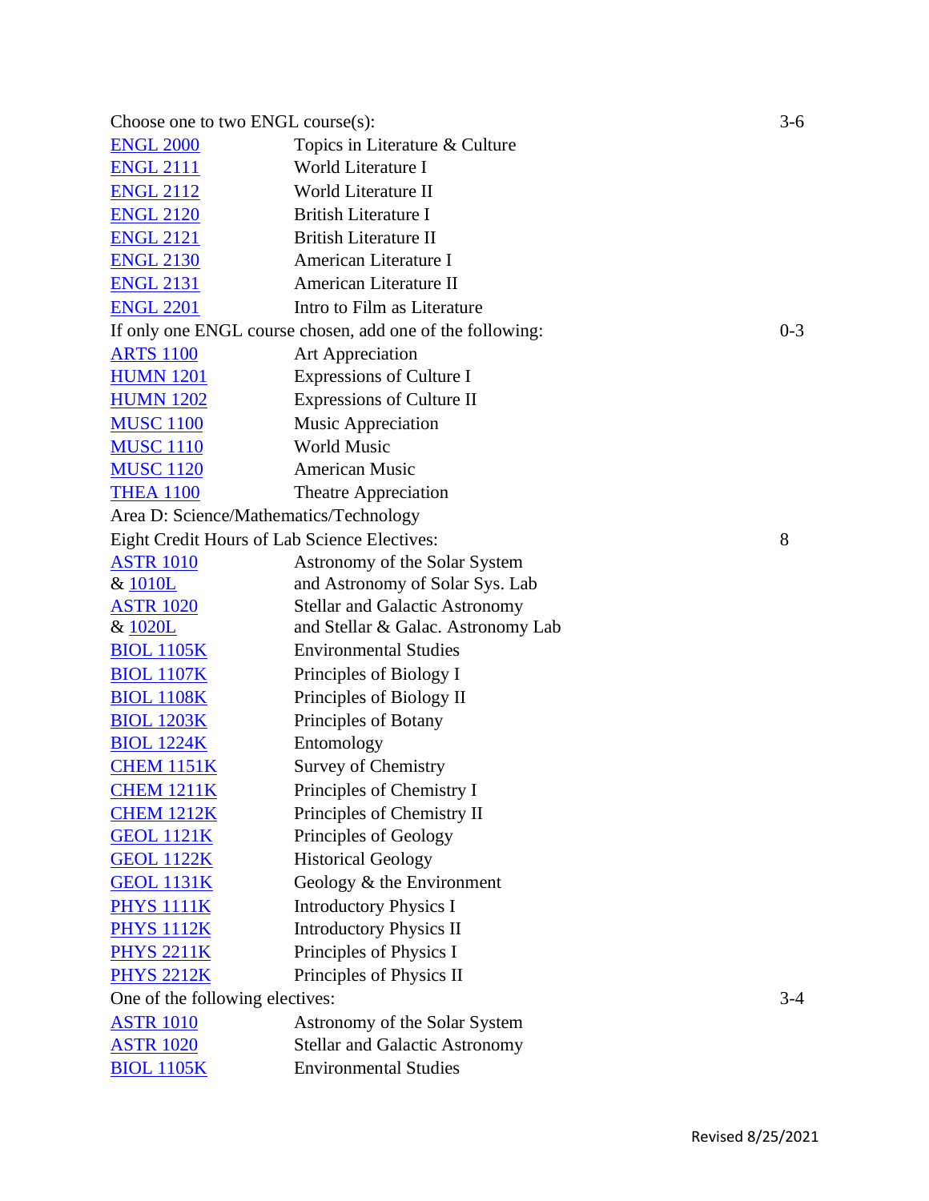| | | |
|---|---|---|
| Choose one to two ENGL course(s): | | 3-6 |
| ENGL 2000 | Topics in Literature & Culture | |
| ENGL 2111 | World Literature I | |
| ENGL 2112 | World Literature II | |
| ENGL 2120 | British Literature I | |
| ENGL 2121 | British Literature II | |
| ENGL 2130 | American Literature I | |
| ENGL 2131 | American Literature II | |
| ENGL 2201 | Intro to Film as Literature | |
| If only one ENGL course chosen, add one of the following: | | 0-3 |
| ARTS 1100 | Art Appreciation | |
| HUMN 1201 | Expressions of Culture I | |
| HUMN 1202 | Expressions of Culture II | |
| MUSC 1100 | Music Appreciation | |
| MUSC 1110 | World Music | |
| MUSC 1120 | American Music | |
| THEA 1100 | Theatre Appreciation | |
| Area D: Science/Mathematics/Technology | | |
| Eight Credit Hours of Lab Science Electives: | | 8 |
| ASTR 1010 & 1010L | Astronomy of the Solar System and Astronomy of Solar Sys. Lab | |
| ASTR 1020 & 1020L | Stellar and Galactic Astronomy and Stellar & Galac. Astronomy Lab | |
| BIOL 1105K | Environmental Studies | |
| BIOL 1107K | Principles of Biology I | |
| BIOL 1108K | Principles of Biology II | |
| BIOL 1203K | Principles of Botany | |
| BIOL 1224K | Entomology | |
| CHEM 1151K | Survey of Chemistry | |
| CHEM 1211K | Principles of Chemistry I | |
| CHEM 1212K | Principles of Chemistry II | |
| GEOL 1121K | Principles of Geology | |
| GEOL 1122K | Historical Geology | |
| GEOL 1131K | Geology & the Environment | |
| PHYS 1111K | Introductory Physics I | |
| PHYS 1112K | Introductory Physics II | |
| PHYS 2211K | Principles of Physics I | |
| PHYS 2212K | Principles of Physics II | |
| One of the following electives: | | 3-4 |
| ASTR 1010 | Astronomy of the Solar System | |
| ASTR 1020 | Stellar and Galactic Astronomy | |
| BIOL 1105K | Environmental Studies | |

Revised 8/25/2021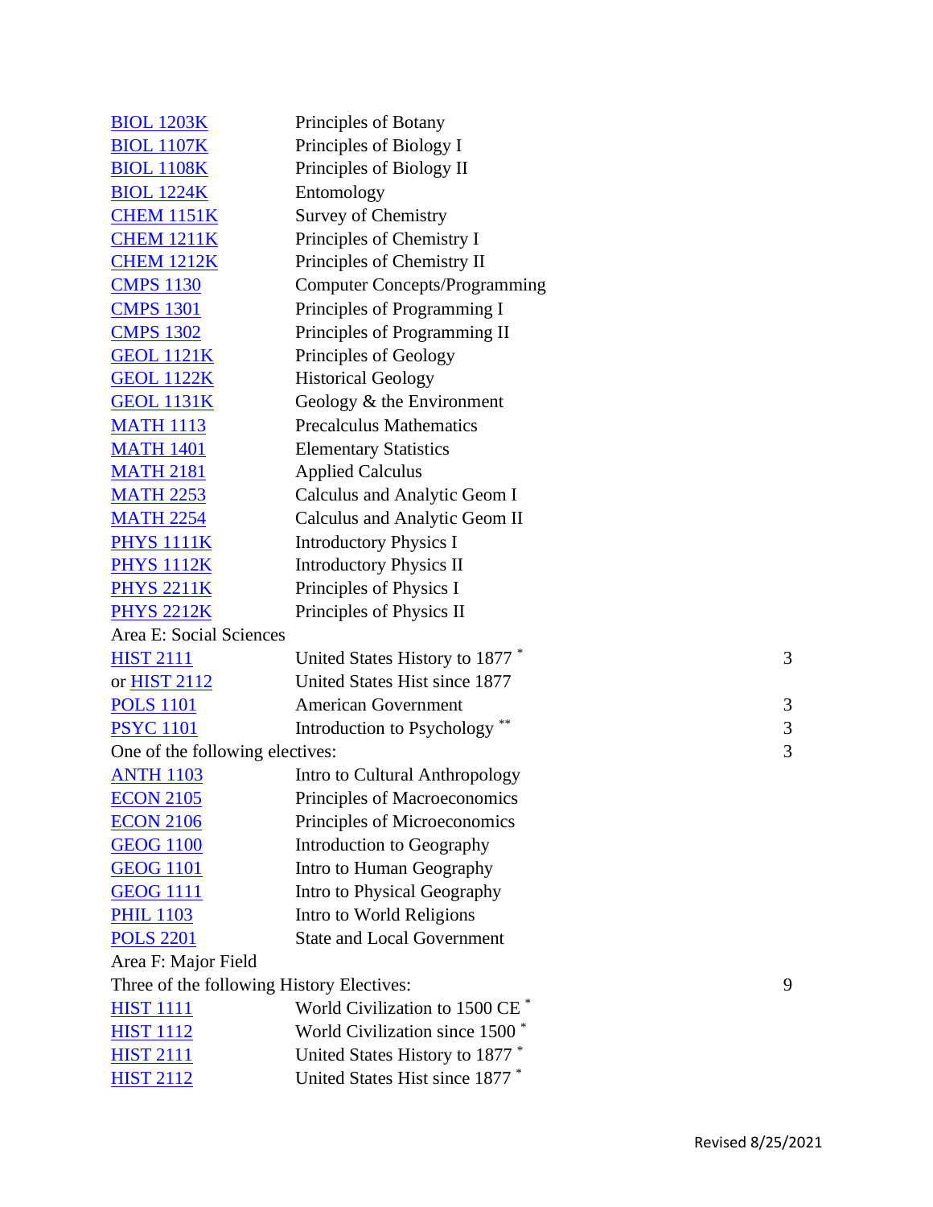| | | |
|---|---|---|
| [BIOL 1203K]() | Principles of Botany | |
| [BIOL 1107K]() | Principles of Biology I | |
| [BIOL 1108K]() | Principles of Biology II | |
| [BIOL 1224K]() | Entomology | |
| [CHEM 1151K]() | Survey of Chemistry | |
| [CHEM 1211K]() | Principles of Chemistry I | |
| [CHEM 1212K]() | Principles of Chemistry II | |
| [CMPS 1130]() | Computer Concepts/Programming | |
| [CMPS 1301]() | Principles of Programming I | |
| [CMPS 1302]() | Principles of Programming II | |
| [GEOL 1121K]() | Principles of Geology | |
| [GEOL 1122K]() | Historical Geology | |
| [GEOL 1131K]() | Geology & the Environment | |
| [MATH 1113]() | Precalculus Mathematics | |
| [MATH 1401]() | Elementary Statistics | |
| [MATH 2181]() | Applied Calculus | |
| [MATH 2253]() | Calculus and Analytic Geom I | |
| [MATH 2254]() | Calculus and Analytic Geom II | |
| [PHYS 1111K]() | Introductory Physics I | |
| [PHYS 1112K]() | Introductory Physics II | |
| [PHYS 2211K]() | Principles of Physics I | |
| [PHYS 2212K]() | Principles of Physics II | |
| Area E: Social Sciences | | |
| [HIST 2111]() | United States History to 1877 * | 3 |
| or [HIST 2112]() | United States Hist since 1877 | |
| [POLS 1101]() | American Government | 3 |
| [PSYC 1101]() | Introduction to Psychology ** | 3 |
| One of the following electives: | | 3 |
| [ANTH 1103]() | Intro to Cultural Anthropology | |
| [ECON 2105]() | Principles of Macroeconomics | |
| [ECON 2106]() | Principles of Microeconomics | |
| [GEOG 1100]() | Introduction to Geography | |
| [GEOG 1101]() | Intro to Human Geography | |
| [GEOG 1111]() | Intro to Physical Geography | |
| [PHIL 1103]() | Intro to World Religions | |
| [POLS 2201]() | State and Local Government | |
| Area F: Major Field | | |
| Three of the following History Electives: | | 9 |
| [HIST 1111]() | World Civilization to 1500 CE * | |
| [HIST 1112]() | World Civilization since 1500 * | |
| [HIST 2111]() | United States History to 1877 * | |
| [HIST 2112]() | United States Hist since 1877 * | |

Revised 8/25/2021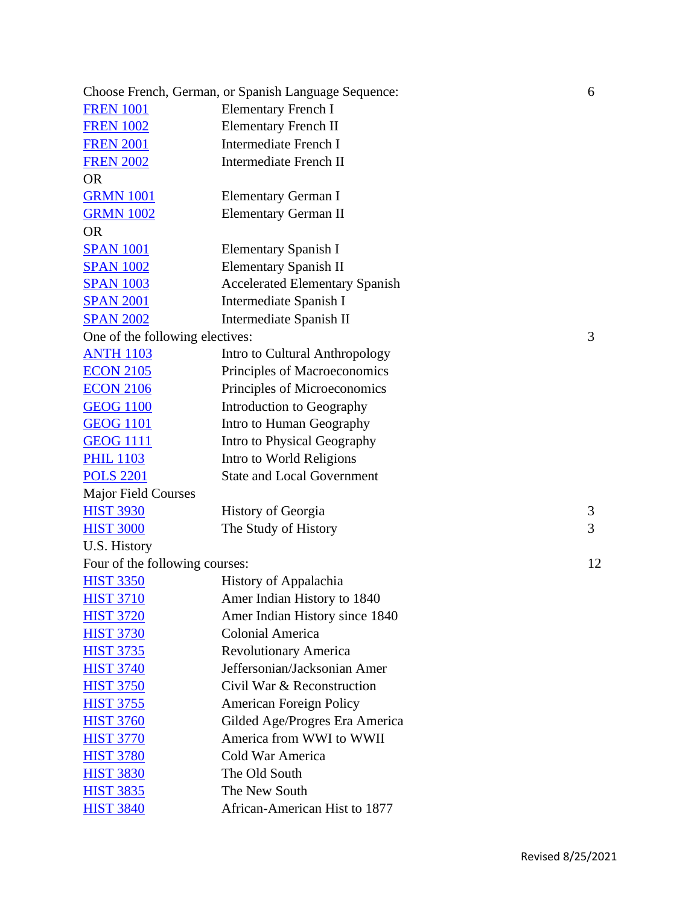| | | |
|---|---|---|
| Choose French, German, or Spanish Language Sequence: | | 6 |
| FREN 1001 | Elementary French I | |
| FREN 1002 | Elementary French II | |
| FREN 2001 | Intermediate French I | |
| FREN 2002 | Intermediate French II | |
| OR | | |
| GRMN 1001 | Elementary German I | |
| GRMN 1002 | Elementary German II | |
| OR | | |
| SPAN 1001 | Elementary Spanish I | |
| SPAN 1002 | Elementary Spanish II | |
| SPAN 1003 | Accelerated Elementary Spanish | |
| SPAN 2001 | Intermediate Spanish I | |
| SPAN 2002 | Intermediate Spanish II | |
| One of the following electives: | | 3 |
| ANTH 1103 | Intro to Cultural Anthropology | |
| ECON 2105 | Principles of Macroeconomics | |
| ECON 2106 | Principles of Microeconomics | |
| GEOG 1100 | Introduction to Geography | |
| GEOG 1101 | Intro to Human Geography | |
| GEOG 1111 | Intro to Physical Geography | |
| PHIL 1103 | Intro to World Religions | |
| POLS 2201 | State and Local Government | |
| Major Field Courses | | |
| HIST 3930 | History of Georgia | 3 |
| HIST 3000 | The Study of History | 3 |
| U.S. History | | |
| Four of the following courses: | | 12 |
| HIST 3350 | History of Appalachia | |
| HIST 3710 | Amer Indian History to 1840 | |
| HIST 3720 | Amer Indian History since 1840 | |
| HIST 3730 | Colonial America | |
| HIST 3735 | Revolutionary America | |
| HIST 3740 | Jeffersonian/Jacksonian Amer | |
| HIST 3750 | Civil War & Reconstruction | |
| HIST 3755 | American Foreign Policy | |
| HIST 3760 | Gilded Age/Progres Era America | |
| HIST 3770 | America from WWI to WWII | |
| HIST 3780 | Cold War America | |
| HIST 3830 | The Old South | |
| HIST 3835 | The New South | |
| HIST 3840 | African-American Hist to 1877 | |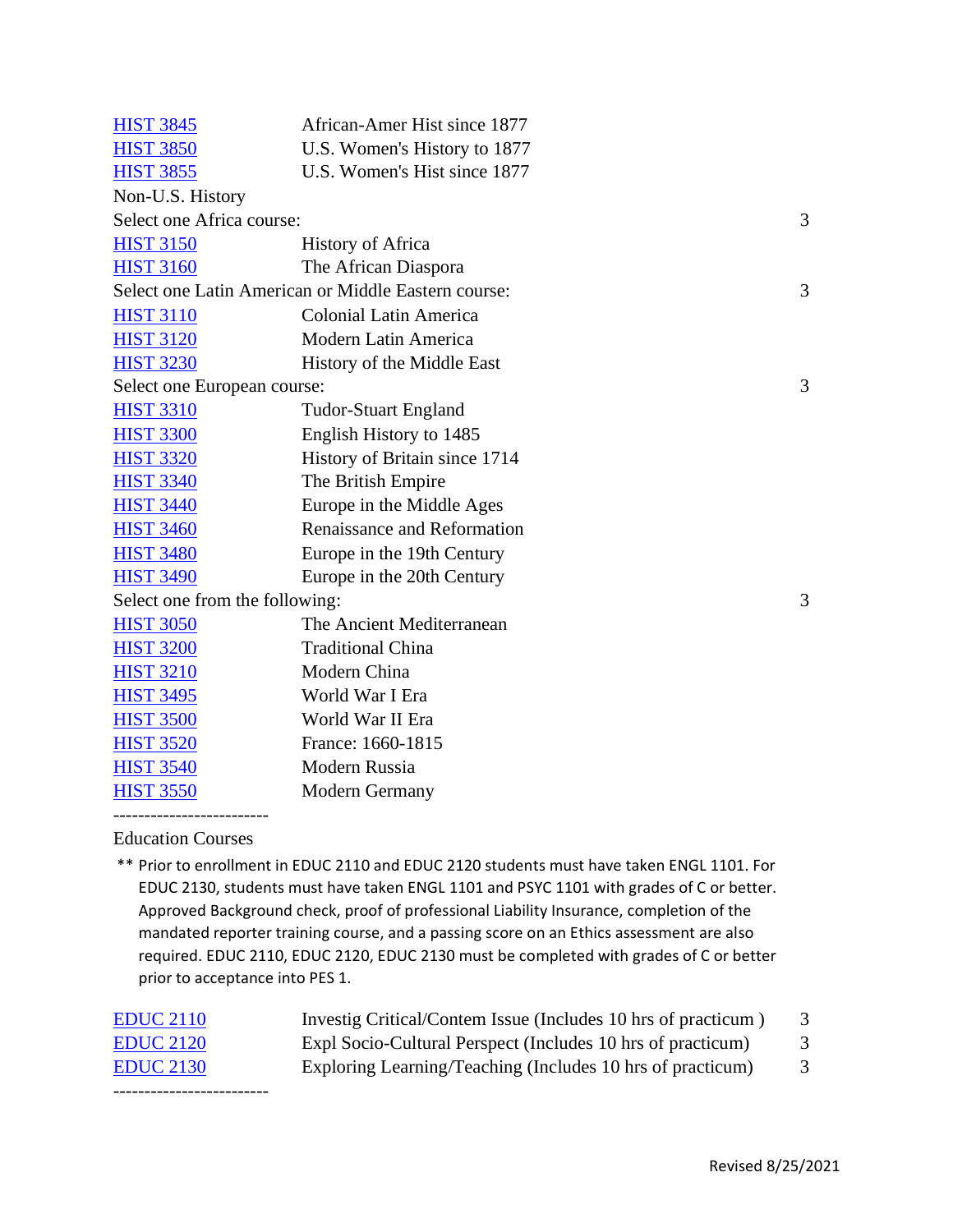| | | |
|---|---|---|
| HIST 3845 | African-Amer Hist since 1877 | |
| HIST 3850 | U.S. Women's History to 1877 | |
| HIST 3855 | U.S. Women's Hist since 1877 | |
| Non-U.S. History | | |
| Select one Africa course: | | 3 |
| HIST 3150 | History of Africa | |
| HIST 3160 | The African Diaspora | |
| Select one Latin American or Middle Eastern course: | | 3 |
| HIST 3110 | Colonial Latin America | |
| HIST 3120 | Modern Latin America | |
| HIST 3230 | History of the Middle East | |
| Select one European course: | | 3 |
| HIST 3310 | Tudor-Stuart England | |
| HIST 3300 | English History to 1485 | |
| HIST 3320 | History of Britain since 1714 | |
| HIST 3340 | The British Empire | |
| HIST 3440 | Europe in the Middle Ages | |
| HIST 3460 | Renaissance and Reformation | |
| HIST 3480 | Europe in the 19th Century | |
| HIST 3490 | Europe in the 20th Century | |
| Select one from the following: | | 3 |
| HIST 3050 | The Ancient Mediterranean | |
| HIST 3200 | Traditional China | |
| HIST 3210 | Modern China | |
| HIST 3495 | World War I Era | |
| HIST 3500 | World War II Era | |
| HIST 3520 | France: 1660-1815 | |
| HIST 3540 | Modern Russia | |
| HIST 3550 | Modern Germany | |

------------------------

Education Courses

** Prior to enrollment in EDUC 2110 and EDUC 2120 students must have taken ENGL 1101. For EDUC 2130, students must have taken ENGL 1101 and PSYC 1101 with grades of C or better. Approved Background check, proof of professional Liability Insurance, completion of the mandated reporter training course, and a passing score on an Ethics assessment are also required. EDUC 2110, EDUC 2120, EDUC 2130 must be completed with grades of C or better prior to acceptance into PES 1.

| | | |
|---|---|---|
| EDUC 2110 | Investig Critical/Contem Issue (Includes 10 hrs of practicum ) | 3 |
| EDUC 2120 | Expl Socio-Cultural Perspect (Includes 10 hrs of practicum) | 3 |
| EDUC 2130 | Exploring Learning/Teaching (Includes 10 hrs of practicum) | 3 |

------------------------

Revised 8/25/2021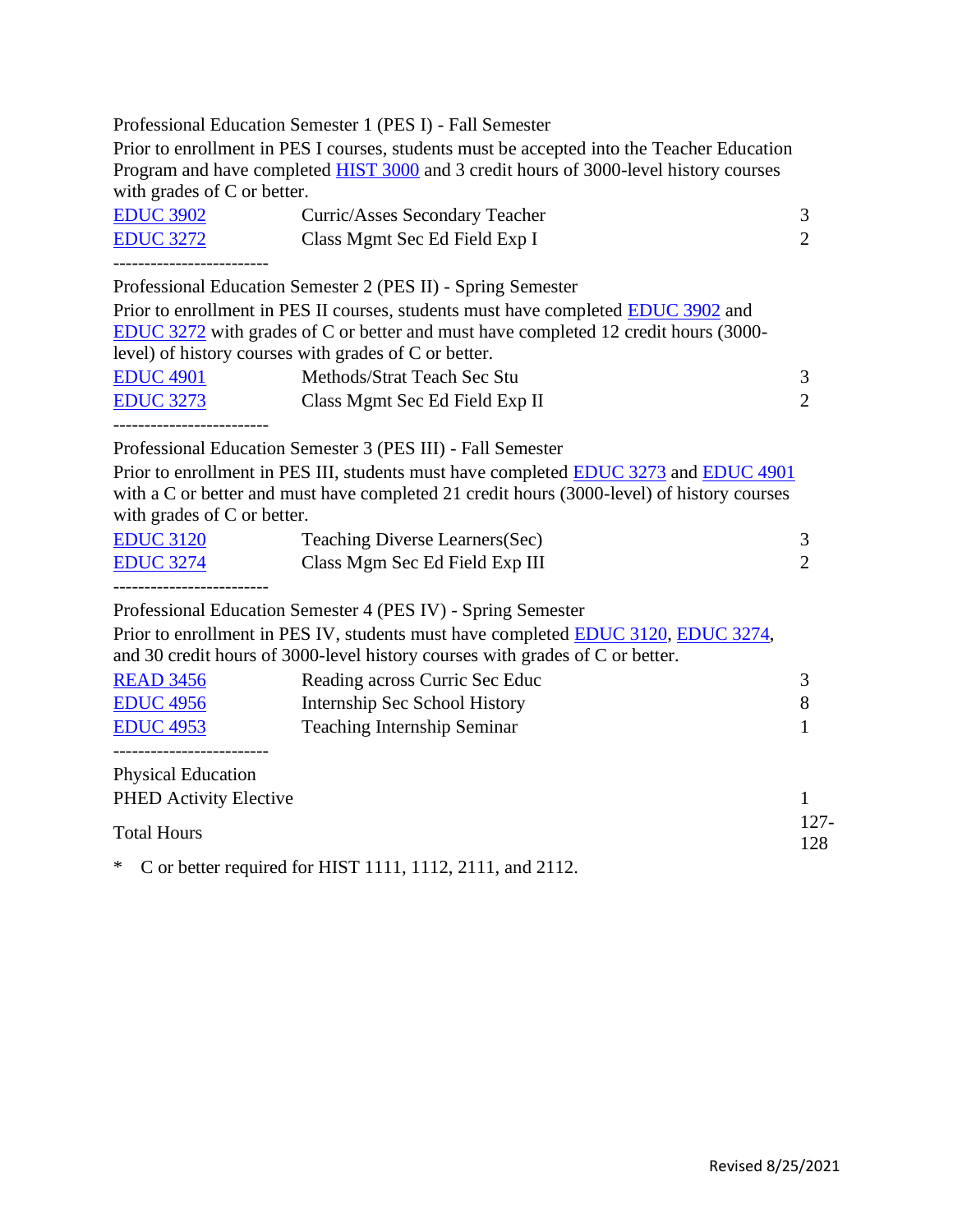Professional Education Semester 1 (PES I) - Fall Semester

Prior to enrollment in PES I courses, students must be accepted into the Teacher Education Program and have completed HIST 3000 and 3 credit hours of 3000-level history courses with grades of C or better.

| | | |
|---|---|---|
| EDUC 3902 | Curric/Asses Secondary Teacher | 3 |
| EDUC 3272 | Class Mgmt Sec Ed Field Exp I | 2 |

------------------------

Professional Education Semester 2 (PES II) - Spring Semester

Prior to enrollment in PES II courses, students must have completed EDUC 3902 and EDUC 3272 with grades of C or better and must have completed 12 credit hours (3000-level) of history courses with grades of C or better.

| | | |
|---|---|---|
| EDUC 4901 | Methods/Strat Teach Sec Stu | 3 |
| EDUC 3273 | Class Mgmt Sec Ed Field Exp II | 2 |

------------------------

Professional Education Semester 3 (PES III) - Fall Semester

Prior to enrollment in PES III, students must have completed EDUC 3273 and EDUC 4901 with a C or better and must have completed 21 credit hours (3000-level) of history courses with grades of C or better.

| | | |
|---|---|---|
| EDUC 3120 | Teaching Diverse Learners(Sec) | 3 |
| EDUC 3274 | Class Mgm Sec Ed Field Exp III | 2 |

------------------------

Professional Education Semester 4 (PES IV) - Spring Semester

Prior to enrollment in PES IV, students must have completed EDUC 3120, EDUC 3274, and 30 credit hours of 3000-level history courses with grades of C or better.

| | | |
|---|---|---|
| READ 3456 | Reading across Curric Sec Educ | 3 |
| EDUC 4956 | Internship Sec School History | 8 |
| EDUC 4953 | Teaching Internship Seminar | 1 |

------------------------

Physical Education

| | |
|---|---|
| PHED Activity Elective | 1 |
| Total Hours | 127-128 |

* C or better required for HIST 1111, 1112, 2111, and 2112.

Revised 8/25/2021